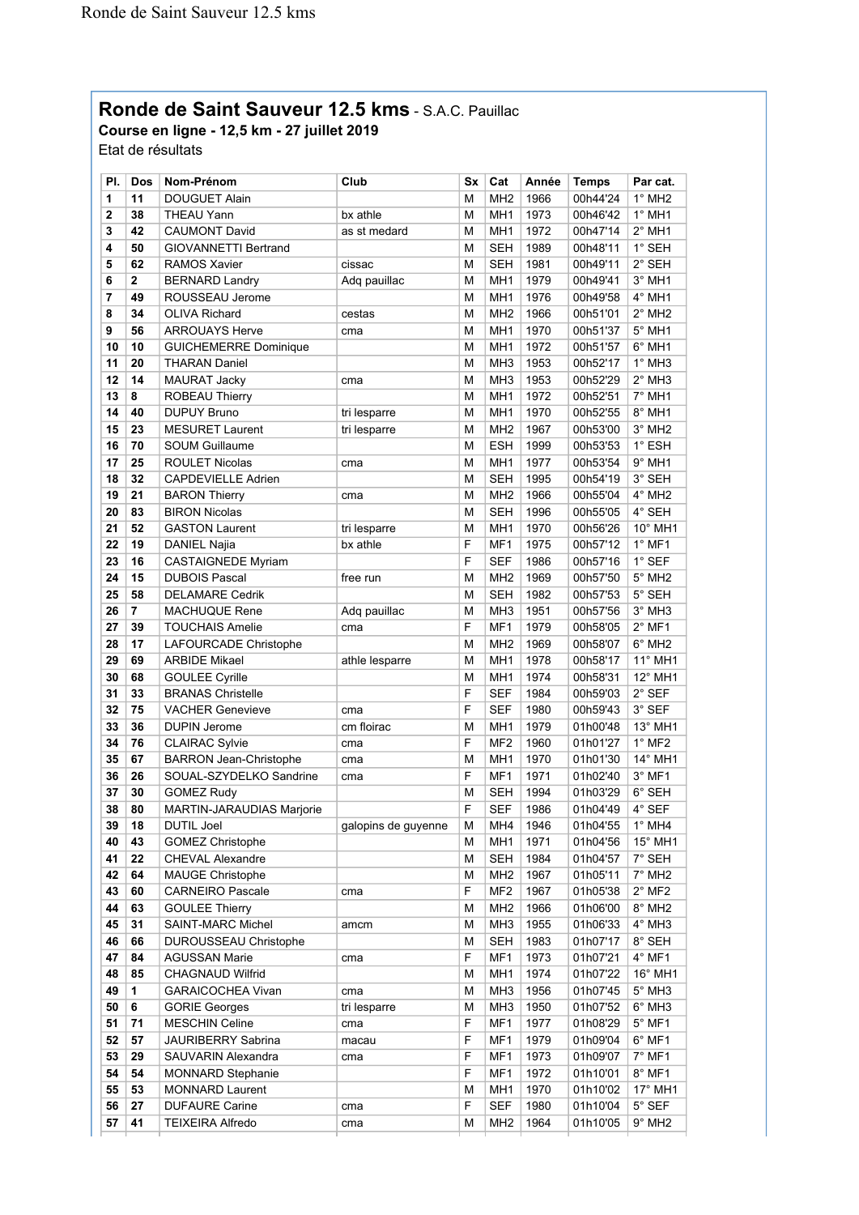# Ronde de Saint Sauveur 12.5 kms - S.A.C. Pauillac

**Course en ligne - 12,5 km - 27 juillet 2019**

Etat de résultats

| Pl. | Dos | Nom-Prénom | Club | Sx | Cat | Année | Temps | Par cat. |
|---|---|---|---|---|---|---|---|---|
| 1 | 11 | DOUGUET Alain | | M | MH2 | 1966 | 00h44'24 | 1° MH2 |
| 2 | 38 | THEAU Yann | bx athle | M | MH1 | 1973 | 00h46'42 | 1° MH1 |
| 3 | 42 | CAUMONT David | as st medard | M | MH1 | 1972 | 00h47'14 | 2° MH1 |
| 4 | 50 | GIOVANNETTI Bertrand | | M | SEH | 1989 | 00h48'11 | 1° SEH |
| 5 | 62 | RAMOS Xavier | cissac | M | SEH | 1981 | 00h49'11 | 2° SEH |
| 6 | 2 | BERNARD Landry | Adq pauillac | M | MH1 | 1979 | 00h49'41 | 3° MH1 |
| 7 | 49 | ROUSSEAU Jerome | | M | MH1 | 1976 | 00h49'58 | 4° MH1 |
| 8 | 34 | OLIVA Richard | cestas | M | MH2 | 1966 | 00h51'01 | 2° MH2 |
| 9 | 56 | ARROUAYS Herve | cma | M | MH1 | 1970 | 00h51'37 | 5° MH1 |
| 10 | 10 | GUICHEMERRE Dominique | | M | MH1 | 1972 | 00h51'57 | 6° MH1 |
| 11 | 20 | THARAN Daniel | | M | MH3 | 1953 | 00h52'17 | 1° MH3 |
| 12 | 14 | MAURAT Jacky | cma | M | MH3 | 1953 | 00h52'29 | 2° MH3 |
| 13 | 8 | ROBEAU Thierry | | M | MH1 | 1972 | 00h52'51 | 7° MH1 |
| 14 | 40 | DUPUY Bruno | tri lesparre | M | MH1 | 1970 | 00h52'55 | 8° MH1 |
| 15 | 23 | MESURET Laurent | tri lesparre | M | MH2 | 1967 | 00h53'00 | 3° MH2 |
| 16 | 70 | SOUM Guillaume | | M | ESH | 1999 | 00h53'53 | 1° ESH |
| 17 | 25 | ROULET Nicolas | cma | M | MH1 | 1977 | 00h53'54 | 9° MH1 |
| 18 | 32 | CAPDEVIELLE Adrien | | M | SEH | 1995 | 00h54'19 | 3° SEH |
| 19 | 21 | BARON Thierry | cma | M | MH2 | 1966 | 00h55'04 | 4° MH2 |
| 20 | 83 | BIRON Nicolas | | M | SEH | 1996 | 00h55'05 | 4° SEH |
| 21 | 52 | GASTON Laurent | tri lesparre | M | MH1 | 1970 | 00h56'26 | 10° MH1 |
| 22 | 19 | DANIEL Najia | bx athle | F | MF1 | 1975 | 00h57'12 | 1° MF1 |
| 23 | 16 | CASTAIGNEDE Myriam | | F | SEF | 1986 | 00h57'16 | 1° SEF |
| 24 | 15 | DUBOIS Pascal | free run | M | MH2 | 1969 | 00h57'50 | 5° MH2 |
| 25 | 58 | DELAMARE Cedrik | | M | SEH | 1982 | 00h57'53 | 5° SEH |
| 26 | 7 | MACHUQUE Rene | Adq pauillac | M | MH3 | 1951 | 00h57'56 | 3° MH3 |
| 27 | 39 | TOUCHAIS Amelie | cma | F | MF1 | 1979 | 00h58'05 | 2° MF1 |
| 28 | 17 | LAFOURCADE Christophe | | M | MH2 | 1969 | 00h58'07 | 6° MH2 |
| 29 | 69 | ARBIDE Mikael | athle lesparre | M | MH1 | 1978 | 00h58'17 | 11° MH1 |
| 30 | 68 | GOULEE Cyrille | | M | MH1 | 1974 | 00h58'31 | 12° MH1 |
| 31 | 33 | BRANAS Christelle | | F | SEF | 1984 | 00h59'03 | 2° SEF |
| 32 | 75 | VACHER Genevieve | cma | F | SEF | 1980 | 00h59'43 | 3° SEF |
| 33 | 36 | DUPIN Jerome | cm floirac | M | MH1 | 1979 | 01h00'48 | 13° MH1 |
| 34 | 76 | CLAIRAC Sylvie | cma | F | MF2 | 1960 | 01h01'27 | 1° MF2 |
| 35 | 67 | BARRON Jean-Christophe | cma | M | MH1 | 1970 | 01h01'30 | 14° MH1 |
| 36 | 26 | SOUAL-SZYDELKO Sandrine | cma | F | MF1 | 1971 | 01h02'40 | 3° MF1 |
| 37 | 30 | GOMEZ Rudy | | M | SEH | 1994 | 01h03'29 | 6° SEH |
| 38 | 80 | MARTIN-JARAUDIAS Marjorie | | F | SEF | 1986 | 01h04'49 | 4° SEF |
| 39 | 18 | DUTIL Joel | galopins de guyenne | M | MH4 | 1946 | 01h04'55 | 1° MH4 |
| 40 | 43 | GOMEZ Christophe | | M | MH1 | 1971 | 01h04'56 | 15° MH1 |
| 41 | 22 | CHEVAL Alexandre | | M | SEH | 1984 | 01h04'57 | 7° SEH |
| 42 | 64 | MAUGE Christophe | | M | MH2 | 1967 | 01h05'11 | 7° MH2 |
| 43 | 60 | CARNEIRO Pascale | cma | F | MF2 | 1967 | 01h05'38 | 2° MF2 |
| 44 | 63 | GOULEE Thierry | | M | MH2 | 1966 | 01h06'00 | 8° MH2 |
| 45 | 31 | SAINT-MARC Michel | amcm | M | MH3 | 1955 | 01h06'33 | 4° MH3 |
| 46 | 66 | DUROUSSEAU Christophe | | M | SEH | 1983 | 01h07'17 | 8° SEH |
| 47 | 84 | AGUSSAN Marie | cma | F | MF1 | 1973 | 01h07'21 | 4° MF1 |
| 48 | 85 | CHAGNAUD Wilfrid | | M | MH1 | 1974 | 01h07'22 | 16° MH1 |
| 49 | 1 | GARAICOCHEA Vivan | cma | M | MH3 | 1956 | 01h07'45 | 5° MH3 |
| 50 | 6 | GORIE Georges | tri lesparre | M | MH3 | 1950 | 01h07'52 | 6° MH3 |
| 51 | 71 | MESCHIN Celine | cma | F | MF1 | 1977 | 01h08'29 | 5° MF1 |
| 52 | 57 | JAURIBERRY Sabrina | macau | F | MF1 | 1979 | 01h09'04 | 6° MF1 |
| 53 | 29 | SAUVARIN Alexandra | cma | F | MF1 | 1973 | 01h09'07 | 7° MF1 |
| 54 | 54 | MONNARD Stephanie | | F | MF1 | 1972 | 01h10'01 | 8° MF1 |
| 55 | 53 | MONNARD Laurent | | M | MH1 | 1970 | 01h10'02 | 17° MH1 |
| 56 | 27 | DUFAURE Carine | cma | F | SEF | 1980 | 01h10'04 | 5° SEF |
| 57 | 41 | TEIXEIRA Alfredo | cma | M | MH2 | 1964 | 01h10'05 | 9° MH2 |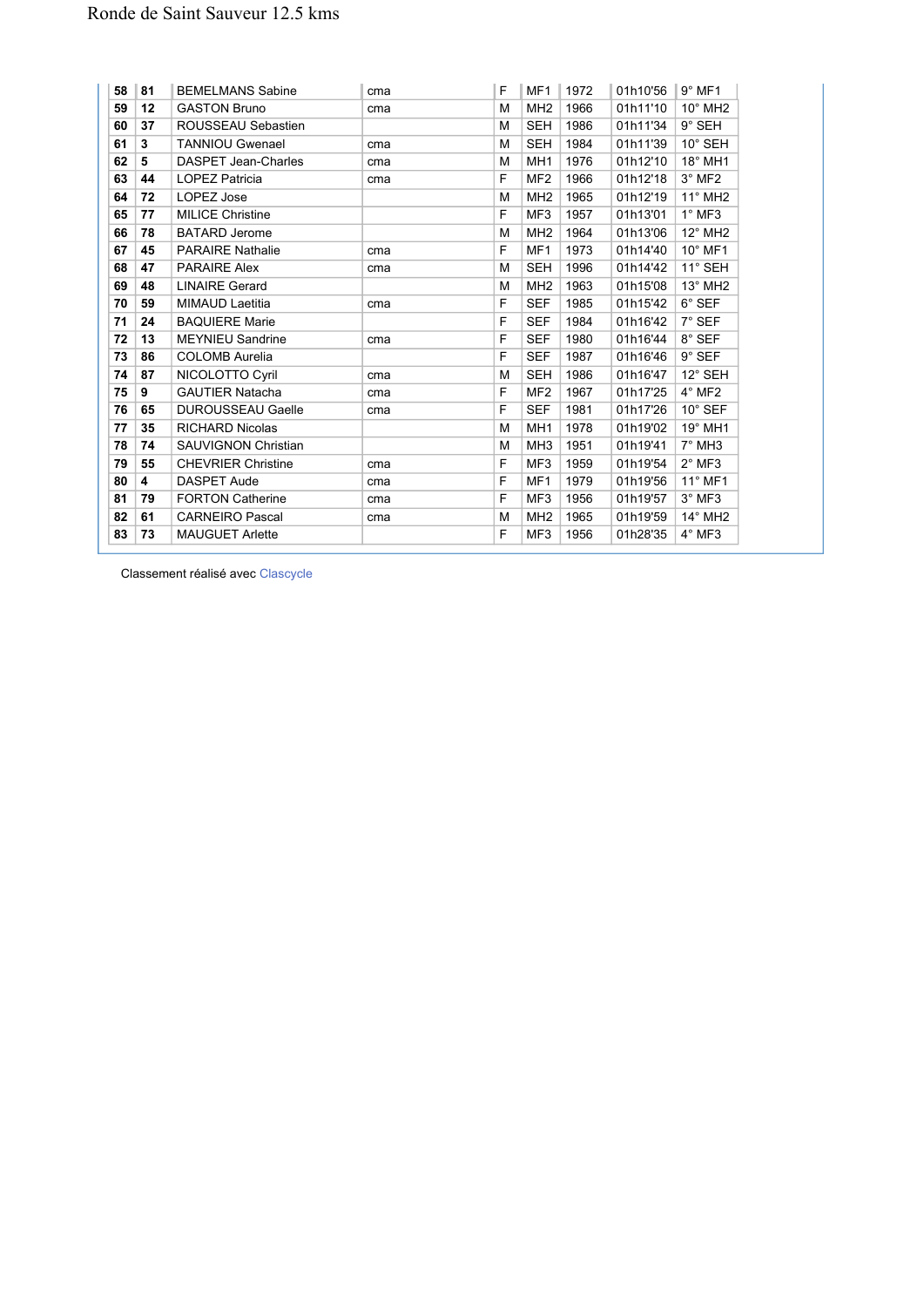| | | | | | | | | |
|---|---|---|---|---|---|---|---|---|
| 58 | 81 | BEMELMANS Sabine | cma | F | MF1 | 1972 | 01h10'56 | 9° MF1 |
| 59 | 12 | GASTON Bruno | cma | M | MH2 | 1966 | 01h11'10 | 10° MH2 |
| 60 | 37 | ROUSSEAU Sebastien | | M | SEH | 1986 | 01h11'34 | 9° SEH |
| 61 | 3 | TANNIOU Gwenael | cma | M | SEH | 1984 | 01h11'39 | 10° SEH |
| 62 | 5 | DASPET Jean-Charles | cma | M | MH1 | 1976 | 01h12'10 | 18° MH1 |
| 63 | 44 | LOPEZ Patricia | cma | F | MF2 | 1966 | 01h12'18 | 3° MF2 |
| 64 | 72 | LOPEZ Jose | | M | MH2 | 1965 | 01h12'19 | 11° MH2 |
| 65 | 77 | MILICE Christine | | F | MF3 | 1957 | 01h13'01 | 1° MF3 |
| 66 | 78 | BATARD Jerome | | M | MH2 | 1964 | 01h13'06 | 12° MH2 |
| 67 | 45 | PARAIRE Nathalie | cma | F | MF1 | 1973 | 01h14'40 | 10° MF1 |
| 68 | 47 | PARAIRE Alex | cma | M | SEH | 1996 | 01h14'42 | 11° SEH |
| 69 | 48 | LINAIRE Gerard | | M | MH2 | 1963 | 01h15'08 | 13° MH2 |
| 70 | 59 | MIMAUD Laetitia | cma | F | SEF | 1985 | 01h15'42 | 6° SEF |
| 71 | 24 | BAQUIERE Marie | | F | SEF | 1984 | 01h16'42 | 7° SEF |
| 72 | 13 | MEYNIEU Sandrine | cma | F | SEF | 1980 | 01h16'44 | 8° SEF |
| 73 | 86 | COLOMB Aurelia | | F | SEF | 1987 | 01h16'46 | 9° SEF |
| 74 | 87 | NICOLOTTO Cyril | cma | M | SEH | 1986 | 01h16'47 | 12° SEH |
| 75 | 9 | GAUTIER Natacha | cma | F | MF2 | 1967 | 01h17'25 | 4° MF2 |
| 76 | 65 | DUROUSSEAU Gaelle | cma | F | SEF | 1981 | 01h17'26 | 10° SEF |
| 77 | 35 | RICHARD Nicolas | | M | MH1 | 1978 | 01h19'02 | 19° MH1 |
| 78 | 74 | SAUVIGNON Christian | | M | MH3 | 1951 | 01h19'41 | 7° MH3 |
| 79 | 55 | CHEVRIER Christine | cma | F | MF3 | 1959 | 01h19'54 | 2° MF3 |
| 80 | 4 | DASPET Aude | cma | F | MF1 | 1979 | 01h19'56 | 11° MF1 |
| 81 | 79 | FORTON Catherine | cma | F | MF3 | 1956 | 01h19'57 | 3° MF3 |
| 82 | 61 | CARNEIRO Pascal | cma | M | MH2 | 1965 | 01h19'59 | 14° MH2 |
| 83 | 73 | MAUGUET Arlette | | F | MF3 | 1956 | 01h28'35 | 4° MF3 |

Classement réalisé avec Clascycle